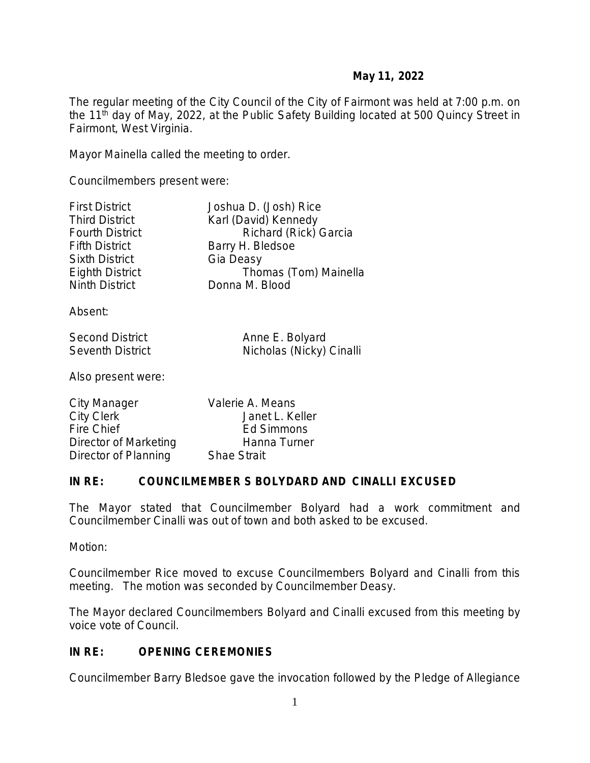**May 11, 2022**

The regular meeting of the City Council of the City of Fairmont was held at 7:00 p.m. on the 11th day of May, 2022, at the Public Safety Building located at 500 Quincy Street in Fairmont, West Virginia.

Mayor Mainella called the meeting to order.

Councilmembers present were:

| | |
|---|---|
| First District | Joshua D. (Josh) Rice |
| Third District | Karl (David) Kennedy |
| Fourth District | Richard (Rick) Garcia |
| Fifth District | Barry H. Bledsoe |
| Sixth District | Gia Deasy |
| Eighth District | Thomas (Tom) Mainella |
| Ninth District | Donna M. Blood |

Absent:

| | |
|---|---|
| Second District | Anne E. Bolyard |
| Seventh District | Nicholas (Nicky) Cinalli |

Also present were:

| | |
|---|---|
| City Manager | Valerie A. Means |
| City Clerk | Janet L. Keller |
| Fire Chief | Ed Simmons |
| Director of Marketing | Hanna Turner |
| Director of Planning | Shae Strait |

**IN RE: COUNCILMEMBER S BOLYDARD AND CINALLI EXCUSED**

The Mayor stated that Councilmember Bolyard had a work commitment and Councilmember Cinalli was out of town and both asked to be excused.

Motion:

Councilmember Rice moved to excuse Councilmembers Bolyard and Cinalli from this meeting. The motion was seconded by Councilmember Deasy.

The Mayor declared Councilmembers Bolyard and Cinalli excused from this meeting by voice vote of Council.

**IN RE: OPENING CEREMONIES**

Councilmember Barry Bledsoe gave the invocation followed by the Pledge of Allegiance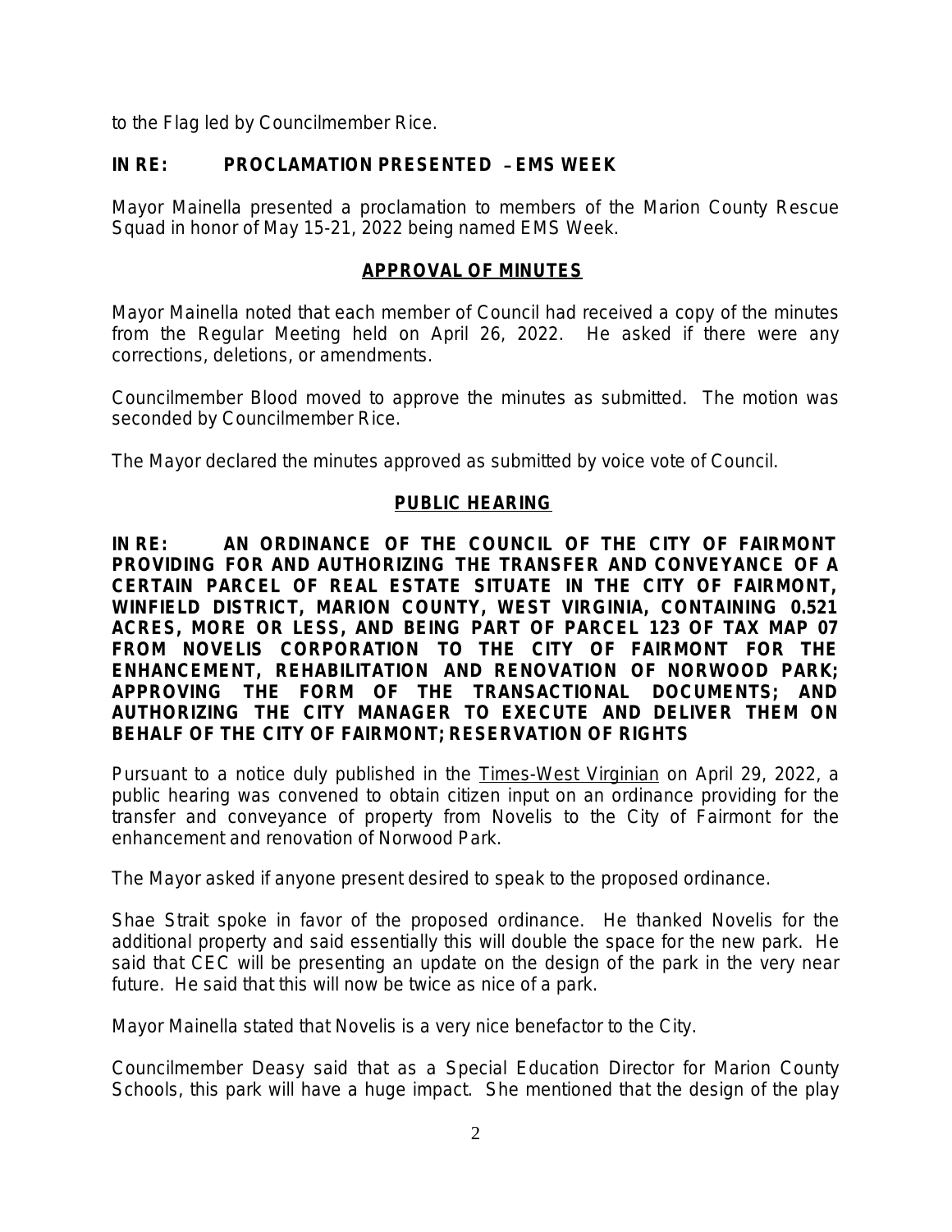to the Flag led by Councilmember Rice.

**IN RE: PROCLAMATION PRESENTED – EMS WEEK**

Mayor Mainella presented a proclamation to members of the Marion County Rescue Squad in honor of May 15-21, 2022 being named EMS Week.

## APPROVAL OF MINUTES

Mayor Mainella noted that each member of Council had received a copy of the minutes from the Regular Meeting held on April 26, 2022. He asked if there were any corrections, deletions, or amendments.

Councilmember Blood moved to approve the minutes as submitted. The motion was seconded by Councilmember Rice.

The Mayor declared the minutes approved as submitted by voice vote of Council.

## PUBLIC HEARING

**IN RE: AN ORDINANCE OF THE COUNCIL OF THE CITY OF FAIRMONT PROVIDING FOR AND AUTHORIZING THE TRANSFER AND CONVEYANCE OF A CERTAIN PARCEL OF REAL ESTATE SITUATE IN THE CITY OF FAIRMONT, WINFIELD DISTRICT, MARION COUNTY, WEST VIRGINIA, CONTAINING 0.521 ACRES, MORE OR LESS, AND BEING PART OF PARCEL 123 OF TAX MAP 07 FROM NOVELIS CORPORATION TO THE CITY OF FAIRMONT FOR THE ENHANCEMENT, REHABILITATION AND RENOVATION OF NORWOOD PARK; APPROVING THE FORM OF THE TRANSACTIONAL DOCUMENTS; AND AUTHORIZING THE CITY MANAGER TO EXECUTE AND DELIVER THEM ON BEHALF OF THE CITY OF FAIRMONT; RESERVATION OF RIGHTS**

Pursuant to a notice duly published in the Times-West Virginian on April 29, 2022, a public hearing was convened to obtain citizen input on an ordinance providing for the transfer and conveyance of property from Novelis to the City of Fairmont for the enhancement and renovation of Norwood Park.

The Mayor asked if anyone present desired to speak to the proposed ordinance.

Shae Strait spoke in favor of the proposed ordinance. He thanked Novelis for the additional property and said essentially this will double the space for the new park. He said that CEC will be presenting an update on the design of the park in the very near future. He said that this will now be twice as nice of a park.

Mayor Mainella stated that Novelis is a very nice benefactor to the City.

Councilmember Deasy said that as a Special Education Director for Marion County Schools, this park will have a huge impact. She mentioned that the design of the play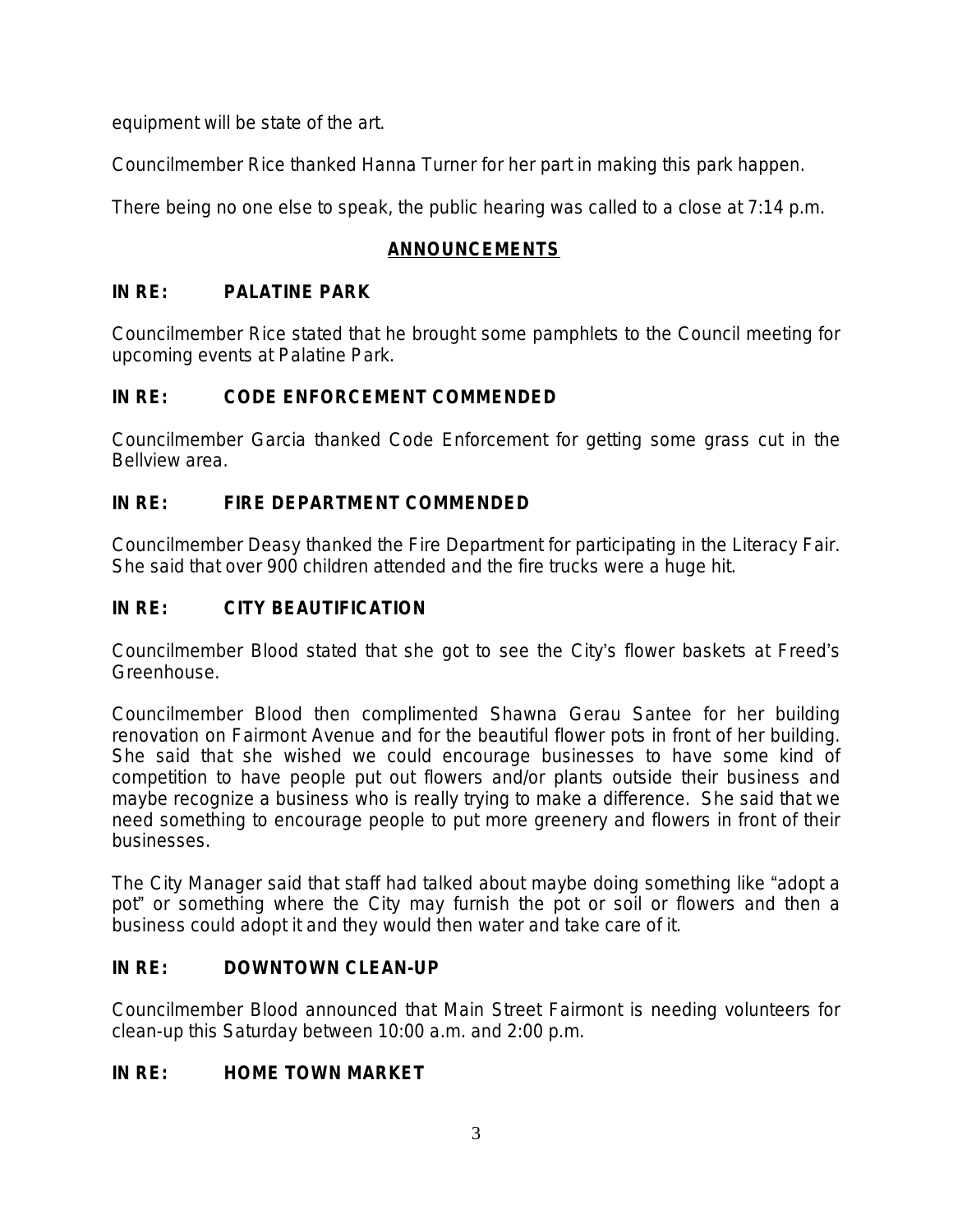equipment will be state of the art.

Councilmember Rice thanked Hanna Turner for her part in making this park happen.

There being no one else to speak, the public hearing was called to a close at 7:14 p.m.

## ANNOUNCEMENTS

### IN RE: PALATINE PARK

Councilmember Rice stated that he brought some pamphlets to the Council meeting for upcoming events at Palatine Park.

### IN RE: CODE ENFORCEMENT COMMENDED

Councilmember Garcia thanked Code Enforcement for getting some grass cut in the Bellview area.

### IN RE: FIRE DEPARTMENT COMMENDED

Councilmember Deasy thanked the Fire Department for participating in the Literacy Fair. She said that over 900 children attended and the fire trucks were a huge hit.

### IN RE: CITY BEAUTIFICATION

Councilmember Blood stated that she got to see the City's flower baskets at Freed's Greenhouse.

Councilmember Blood then complimented Shawna Gerau Santee for her building renovation on Fairmont Avenue and for the beautiful flower pots in front of her building. She said that she wished we could encourage businesses to have some kind of competition to have people put out flowers and/or plants outside their business and maybe recognize a business who is really trying to make a difference. She said that we need something to encourage people to put more greenery and flowers in front of their businesses.

The City Manager said that staff had talked about maybe doing something like "adopt a pot" or something where the City may furnish the pot or soil or flowers and then a business could adopt it and they would then water and take care of it.

### IN RE: DOWNTOWN CLEAN-UP

Councilmember Blood announced that Main Street Fairmont is needing volunteers for clean-up this Saturday between 10:00 a.m. and 2:00 p.m.

### IN RE: HOME TOWN MARKET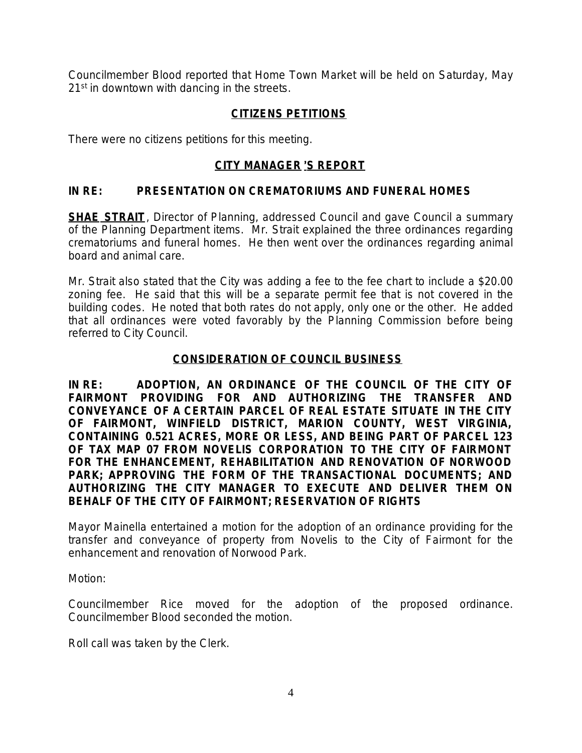Councilmember Blood reported that Home Town Market will be held on Saturday, May 21st in downtown with dancing in the streets.

## CITIZENS PETITIONS

There were no citizens petitions for this meeting.

## CITY MANAGER'S REPORT

**IN RE: PRESENTATION ON CREMATORIUMS AND FUNERAL HOMES**

**SHAE STRAIT**, Director of Planning, addressed Council and gave Council a summary of the Planning Department items. Mr. Strait explained the three ordinances regarding crematoriums and funeral homes. He then went over the ordinances regarding animal board and animal care.

Mr. Strait also stated that the City was adding a fee to the fee chart to include a $20.00 zoning fee. He said that this will be a separate permit fee that is not covered in the building codes. He noted that both rates do not apply, only one or the other. He added that all ordinances were voted favorably by the Planning Commission before being referred to City Council.

## CONSIDERATION OF COUNCIL BUSINESS

**IN RE: ADOPTION, AN ORDINANCE OF THE COUNCIL OF THE CITY OF FAIRMONT PROVIDING FOR AND AUTHORIZING THE TRANSFER AND CONVEYANCE OF A CERTAIN PARCEL OF REAL ESTATE SITUATE IN THE CITY OF FAIRMONT, WINFIELD DISTRICT, MARION COUNTY, WEST VIRGINIA, CONTAINING 0.521 ACRES, MORE OR LESS, AND BEING PART OF PARCEL 123 OF TAX MAP 07 FROM NOVELIS CORPORATION TO THE CITY OF FAIRMONT FOR THE ENHANCEMENT, REHABILITATION AND RENOVATION OF NORWOOD PARK; APPROVING THE FORM OF THE TRANSACTIONAL DOCUMENTS; AND AUTHORIZING THE CITY MANAGER TO EXECUTE AND DELIVER THEM ON BEHALF OF THE CITY OF FAIRMONT; RESERVATION OF RIGHTS**

Mayor Mainella entertained a motion for the adoption of an ordinance providing for the transfer and conveyance of property from Novelis to the City of Fairmont for the enhancement and renovation of Norwood Park.

Motion:

Councilmember Rice moved for the adoption of the proposed ordinance. Councilmember Blood seconded the motion.

Roll call was taken by the Clerk.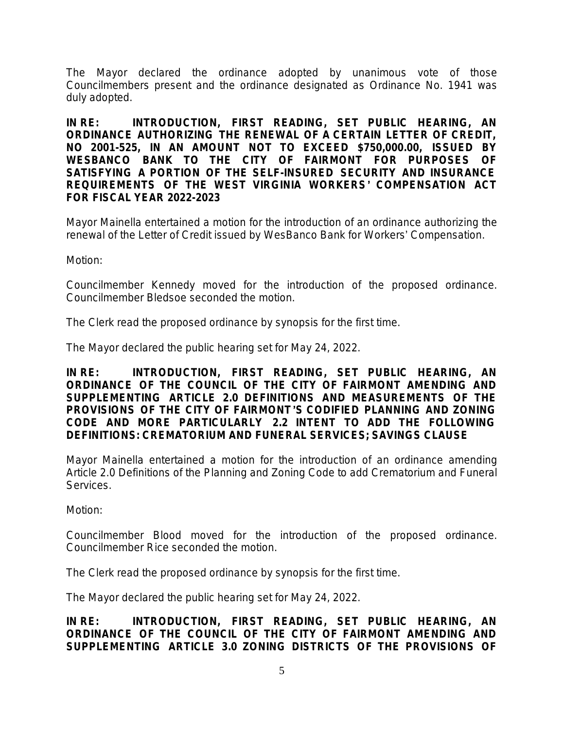The Mayor declared the ordinance adopted by unanimous vote of those Councilmembers present and the ordinance designated as Ordinance No. 1941 was duly adopted.

**IN RE: INTRODUCTION, FIRST READING, SET PUBLIC HEARING, AN ORDINANCE AUTHORIZING THE RENEWAL OF A CERTAIN LETTER OF CREDIT, NO 2001-525, IN AN AMOUNT NOT TO EXCEED $750,000.00, ISSUED BY WESBANCO BANK TO THE CITY OF FAIRMONT FOR PURPOSES OF SATISFYING A PORTION OF THE SELF-INSURED SECURITY AND INSURANCE REQUIREMENTS OF THE WEST VIRGINIA WORKERS' COMPENSATION ACT FOR FISCAL YEAR 2022-2023**

Mayor Mainella entertained a motion for the introduction of an ordinance authorizing the renewal of the Letter of Credit issued by WesBanco Bank for Workers' Compensation.

Motion:

Councilmember Kennedy moved for the introduction of the proposed ordinance. Councilmember Bledsoe seconded the motion.

The Clerk read the proposed ordinance by synopsis for the first time.

The Mayor declared the public hearing set for May 24, 2022.

**IN RE: INTRODUCTION, FIRST READING, SET PUBLIC HEARING, AN ORDINANCE OF THE COUNCIL OF THE CITY OF FAIRMONT AMENDING AND SUPPLEMENTING ARTICLE 2.0 DEFINITIONS AND MEASUREMENTS OF THE PROVISIONS OF THE CITY OF FAIRMONT'S CODIFIED PLANNING AND ZONING CODE AND MORE PARTICULARLY 2.2 INTENT TO ADD THE FOLLOWING DEFINITIONS: CREMATORIUM AND FUNERAL SERVICES; SAVINGS CLAUSE**

Mayor Mainella entertained a motion for the introduction of an ordinance amending Article 2.0 Definitions of the Planning and Zoning Code to add Crematorium and Funeral Services.

Motion:

Councilmember Blood moved for the introduction of the proposed ordinance. Councilmember Rice seconded the motion.

The Clerk read the proposed ordinance by synopsis for the first time.

The Mayor declared the public hearing set for May 24, 2022.

**IN RE: INTRODUCTION, FIRST READING, SET PUBLIC HEARING, AN ORDINANCE OF THE COUNCIL OF THE CITY OF FAIRMONT AMENDING AND SUPPLEMENTING ARTICLE 3.0 ZONING DISTRICTS OF THE PROVISIONS OF**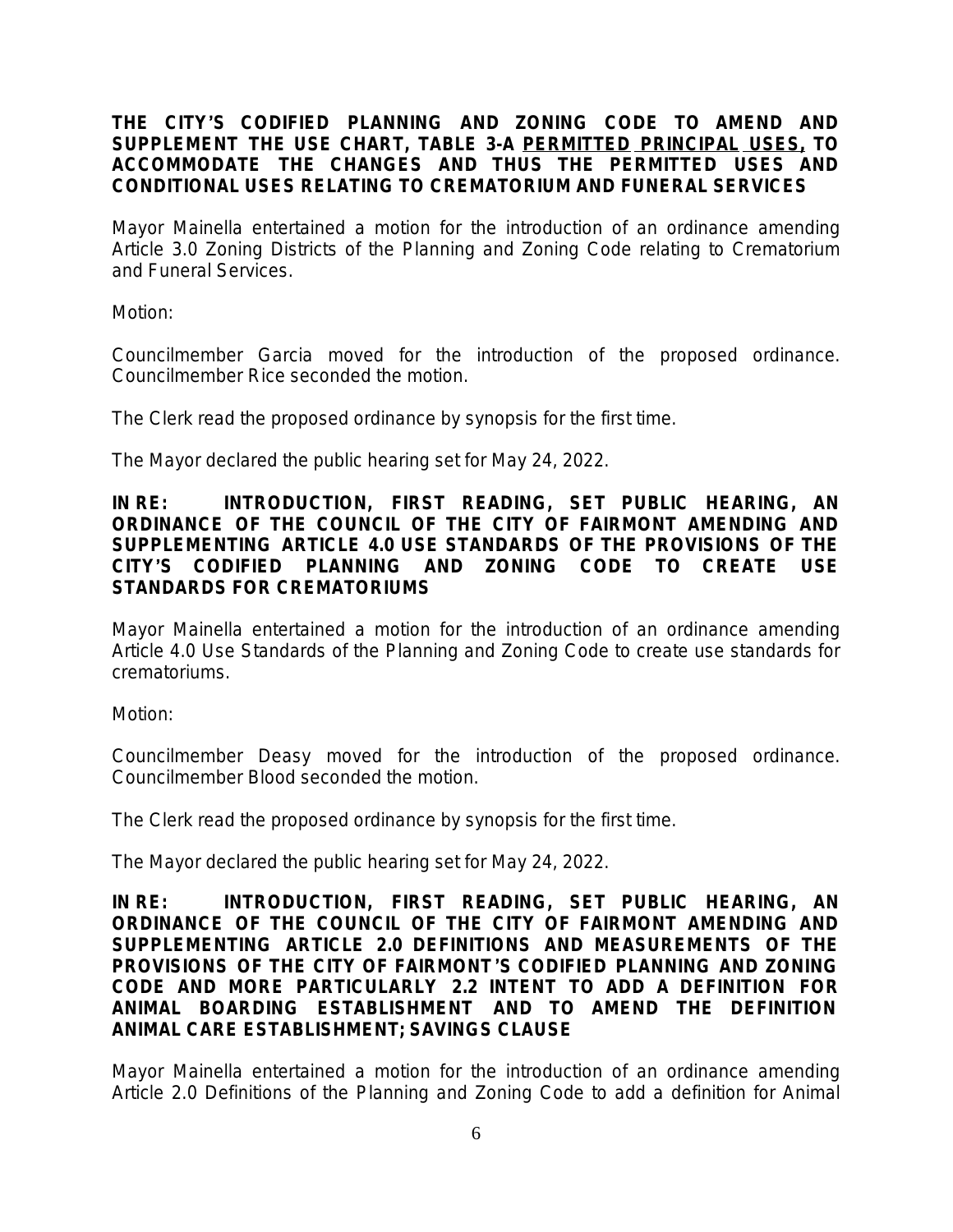**THE CITY'S CODIFIED PLANNING AND ZONING CODE TO AMEND AND SUPPLEMENT THE USE CHART, TABLE 3-A PERMITTED PRINCIPAL USES, TO ACCOMMODATE THE CHANGES AND THUS THE PERMITTED USES AND CONDITIONAL USES RELATING TO CREMATORIUM AND FUNERAL SERVICES**

Mayor Mainella entertained a motion for the introduction of an ordinance amending Article 3.0 Zoning Districts of the Planning and Zoning Code relating to Crematorium and Funeral Services.

Motion:

Councilmember Garcia moved for the introduction of the proposed ordinance. Councilmember Rice seconded the motion.

The Clerk read the proposed ordinance by synopsis for the first time.

The Mayor declared the public hearing set for May 24, 2022.

**IN RE: INTRODUCTION, FIRST READING, SET PUBLIC HEARING, AN ORDINANCE OF THE COUNCIL OF THE CITY OF FAIRMONT AMENDING AND SUPPLEMENTING ARTICLE 4.0 USE STANDARDS OF THE PROVISIONS OF THE CITY'S CODIFIED PLANNING AND ZONING CODE TO CREATE USE STANDARDS FOR CREMATORIUMS**

Mayor Mainella entertained a motion for the introduction of an ordinance amending Article 4.0 Use Standards of the Planning and Zoning Code to create use standards for crematoriums.

Motion:

Councilmember Deasy moved for the introduction of the proposed ordinance. Councilmember Blood seconded the motion.

The Clerk read the proposed ordinance by synopsis for the first time.

The Mayor declared the public hearing set for May 24, 2022.

**IN RE: INTRODUCTION, FIRST READING, SET PUBLIC HEARING, AN ORDINANCE OF THE COUNCIL OF THE CITY OF FAIRMONT AMENDING AND SUPPLEMENTING ARTICLE 2.0 DEFINITIONS AND MEASUREMENTS OF THE PROVISIONS OF THE CITY OF FAIRMONT'S CODIFIED PLANNING AND ZONING CODE AND MORE PARTICULARLY 2.2 INTENT TO ADD A DEFINITION FOR ANIMAL BOARDING ESTABLISHMENT AND TO AMEND THE DEFINITION ANIMAL CARE ESTABLISHMENT; SAVINGS CLAUSE**

Mayor Mainella entertained a motion for the introduction of an ordinance amending Article 2.0 Definitions of the Planning and Zoning Code to add a definition for Animal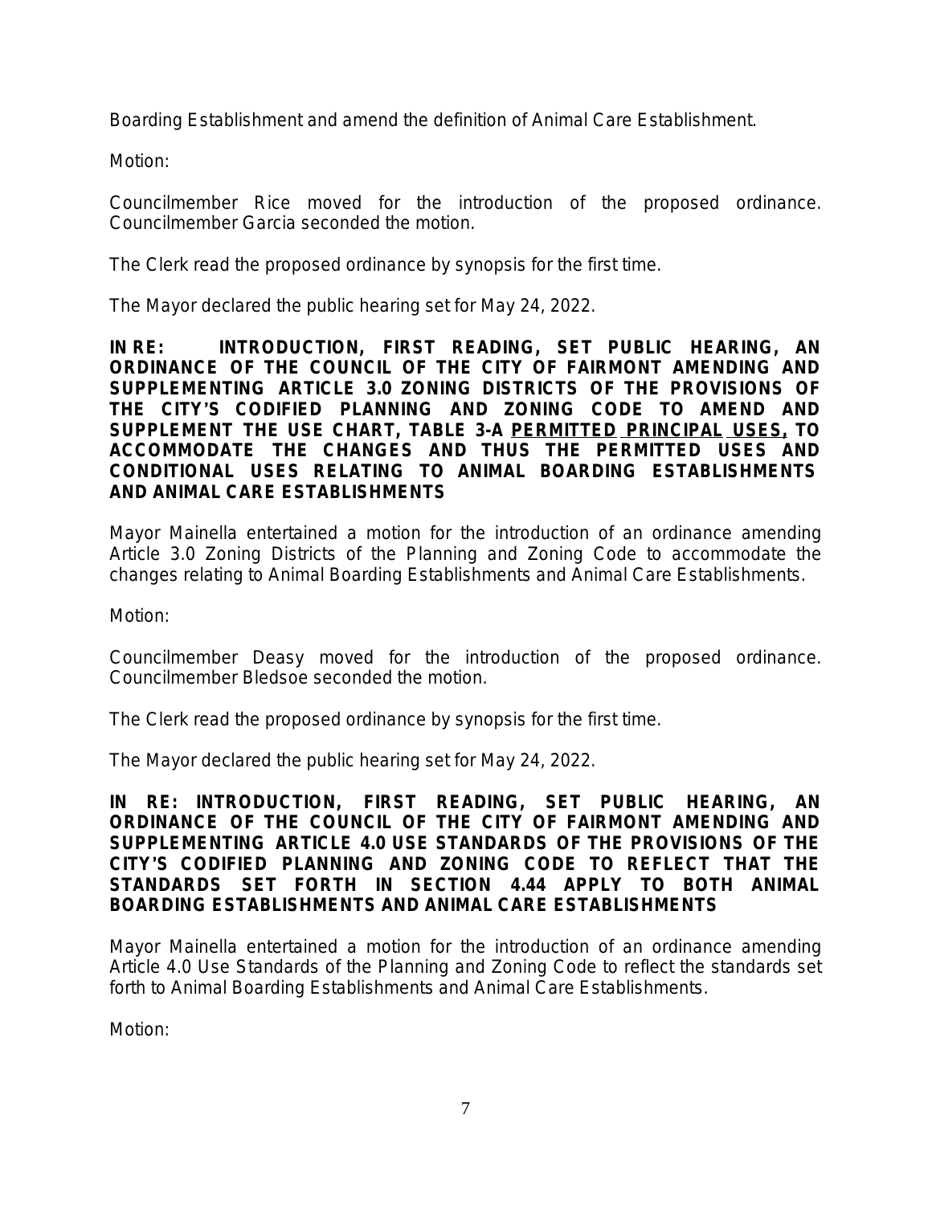Boarding Establishment and amend the definition of Animal Care Establishment.

Motion:

Councilmember Rice moved for the introduction of the proposed ordinance. Councilmember Garcia seconded the motion.

The Clerk read the proposed ordinance by synopsis for the first time.

The Mayor declared the public hearing set for May 24, 2022.

**IN RE: INTRODUCTION, FIRST READING, SET PUBLIC HEARING, AN ORDINANCE OF THE COUNCIL OF THE CITY OF FAIRMONT AMENDING AND SUPPLEMENTING ARTICLE 3.0 ZONING DISTRICTS OF THE PROVISIONS OF THE CITY'S CODIFIED PLANNING AND ZONING CODE TO AMEND AND SUPPLEMENT THE USE CHART, TABLE 3-A <u>PERMITTED PRINCIPAL USES,</u> TO ACCOMMODATE THE CHANGES AND THUS THE PERMITTED USES AND CONDITIONAL USES RELATING TO ANIMAL BOARDING ESTABLISHMENTS AND ANIMAL CARE ESTABLISHMENTS**

Mayor Mainella entertained a motion for the introduction of an ordinance amending Article 3.0 Zoning Districts of the Planning and Zoning Code to accommodate the changes relating to Animal Boarding Establishments and Animal Care Establishments.

Motion:

Councilmember Deasy moved for the introduction of the proposed ordinance. Councilmember Bledsoe seconded the motion.

The Clerk read the proposed ordinance by synopsis for the first time.

The Mayor declared the public hearing set for May 24, 2022.

**IN RE: INTRODUCTION, FIRST READING, SET PUBLIC HEARING, AN ORDINANCE OF THE COUNCIL OF THE CITY OF FAIRMONT AMENDING AND SUPPLEMENTING ARTICLE 4.0 USE STANDARDS OF THE PROVISIONS OF THE CITY'S CODIFIED PLANNING AND ZONING CODE TO REFLECT THAT THE STANDARDS SET FORTH IN SECTION 4.44 APPLY TO BOTH ANIMAL BOARDING ESTABLISHMENTS AND ANIMAL CARE ESTABLISHMENTS**

Mayor Mainella entertained a motion for the introduction of an ordinance amending Article 4.0 Use Standards of the Planning and Zoning Code to reflect the standards set forth to Animal Boarding Establishments and Animal Care Establishments.

Motion: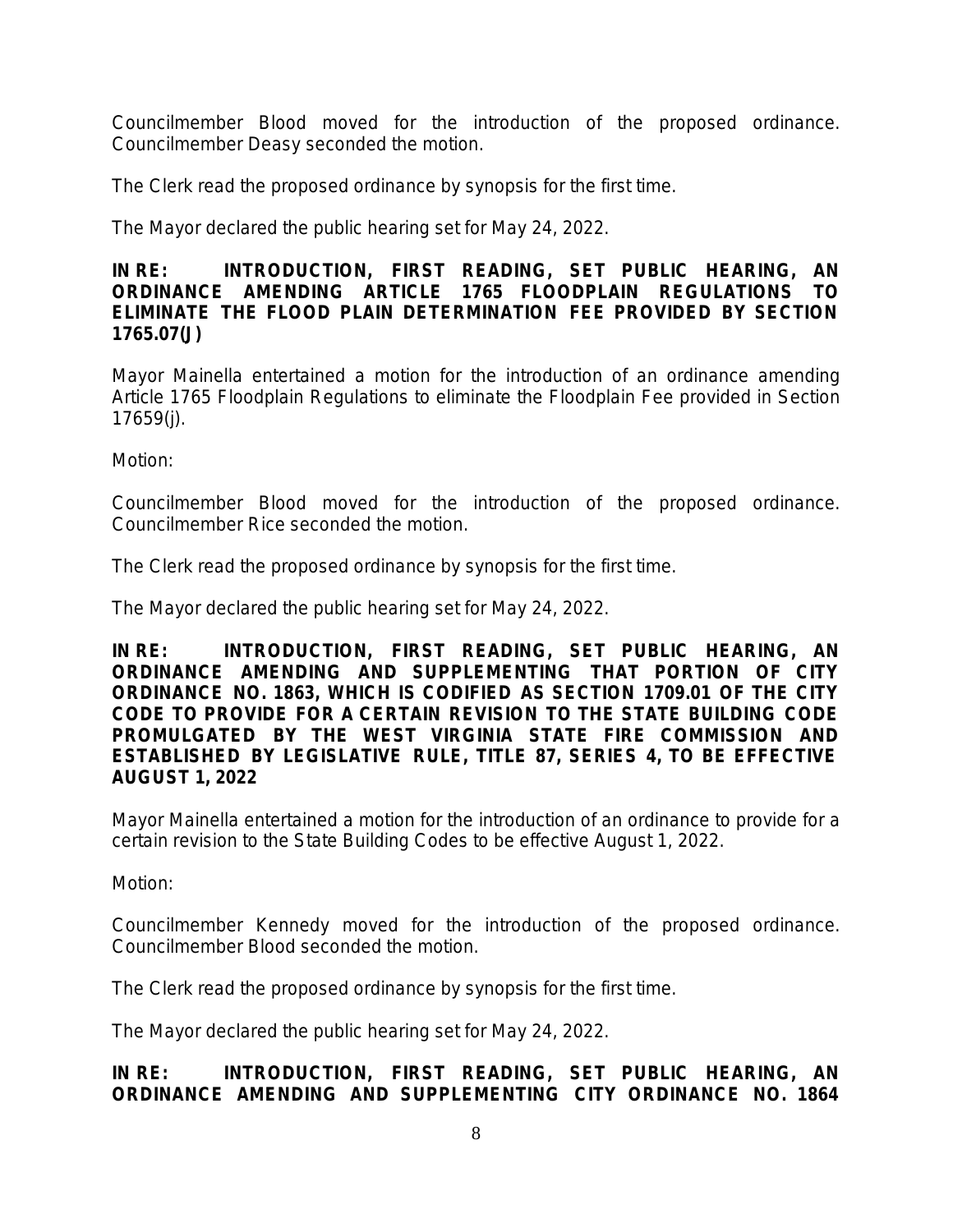Councilmember Blood moved for the introduction of the proposed ordinance. Councilmember Deasy seconded the motion.

The Clerk read the proposed ordinance by synopsis for the first time.

The Mayor declared the public hearing set for May 24, 2022.

**IN RE: INTRODUCTION, FIRST READING, SET PUBLIC HEARING, AN ORDINANCE AMENDING ARTICLE 1765 FLOODPLAIN REGULATIONS TO ELIMINATE THE FLOOD PLAIN DETERMINATION FEE PROVIDED BY SECTION 1765.07(J)**

Mayor Mainella entertained a motion for the introduction of an ordinance amending Article 1765 Floodplain Regulations to eliminate the Floodplain Fee provided in Section 17659(j).

Motion:

Councilmember Blood moved for the introduction of the proposed ordinance. Councilmember Rice seconded the motion.

The Clerk read the proposed ordinance by synopsis for the first time.

The Mayor declared the public hearing set for May 24, 2022.

**IN RE: INTRODUCTION, FIRST READING, SET PUBLIC HEARING, AN ORDINANCE AMENDING AND SUPPLEMENTING THAT PORTION OF CITY ORDINANCE NO. 1863, WHICH IS CODIFIED AS SECTION 1709.01 OF THE CITY CODE TO PROVIDE FOR A CERTAIN REVISION TO THE STATE BUILDING CODE PROMULGATED BY THE WEST VIRGINIA STATE FIRE COMMISSION AND ESTABLISHED BY LEGISLATIVE RULE, TITLE 87, SERIES 4, TO BE EFFECTIVE AUGUST 1, 2022**

Mayor Mainella entertained a motion for the introduction of an ordinance to provide for a certain revision to the State Building Codes to be effective August 1, 2022.

Motion:

Councilmember Kennedy moved for the introduction of the proposed ordinance. Councilmember Blood seconded the motion.

The Clerk read the proposed ordinance by synopsis for the first time.

The Mayor declared the public hearing set for May 24, 2022.

**IN RE: INTRODUCTION, FIRST READING, SET PUBLIC HEARING, AN ORDINANCE AMENDING AND SUPPLEMENTING CITY ORDINANCE NO. 1864**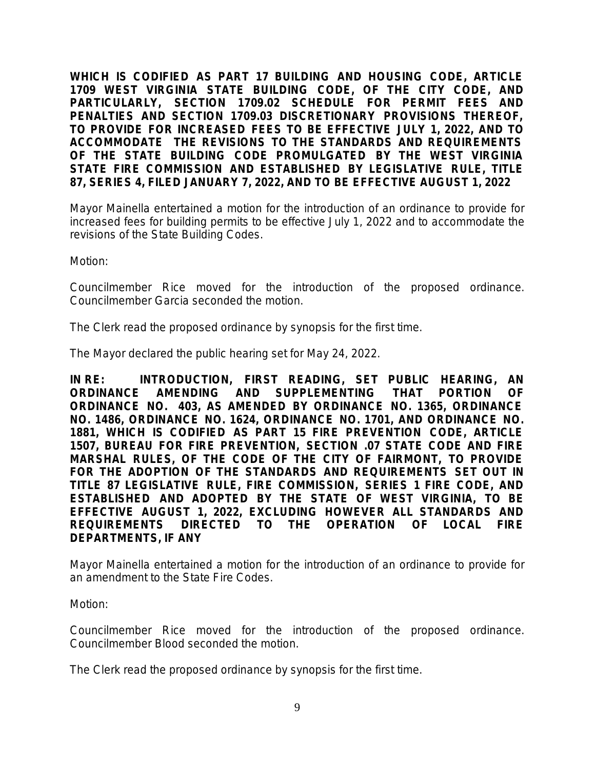**WHICH IS CODIFIED AS PART 17 BUILDING AND HOUSING CODE, ARTICLE 1709 WEST VIRGINIA STATE BUILDING CODE, OF THE CITY CODE, AND PARTICULARLY, SECTION 1709.02 SCHEDULE FOR PERMIT FEES AND PENALTIES AND SECTION 1709.03 DISCRETIONARY PROVISIONS THEREOF, TO PROVIDE FOR INCREASED FEES TO BE EFFECTIVE JULY 1, 2022, AND TO ACCOMMODATE THE REVISIONS TO THE STANDARDS AND REQUIREMENTS OF THE STATE BUILDING CODE PROMULGATED BY THE WEST VIRGINIA STATE FIRE COMMISSION AND ESTABLISHED BY LEGISLATIVE RULE, TITLE 87, SERIES 4, FILED JANUARY 7, 2022, AND TO BE EFFECTIVE AUGUST 1, 2022**

Mayor Mainella entertained a motion for the introduction of an ordinance to provide for increased fees for building permits to be effective July 1, 2022 and to accommodate the revisions of the State Building Codes.

Motion:

Councilmember Rice moved for the introduction of the proposed ordinance. Councilmember Garcia seconded the motion.

The Clerk read the proposed ordinance by synopsis for the first time.

The Mayor declared the public hearing set for May 24, 2022.

**IN RE: INTRODUCTION, FIRST READING, SET PUBLIC HEARING, AN ORDINANCE AMENDING AND SUPPLEMENTING THAT PORTION OF ORDINANCE NO. 403, AS AMENDED BY ORDINANCE NO. 1365, ORDINANCE NO. 1486, ORDINANCE NO. 1624, ORDINANCE NO. 1701, AND ORDINANCE NO. 1881, WHICH IS CODIFIED AS PART 15 FIRE PREVENTION CODE, ARTICLE 1507, BUREAU FOR FIRE PREVENTION, SECTION .07 STATE CODE AND FIRE MARSHAL RULES, OF THE CODE OF THE CITY OF FAIRMONT, TO PROVIDE FOR THE ADOPTION OF THE STANDARDS AND REQUIREMENTS SET OUT IN TITLE 87 LEGISLATIVE RULE, FIRE COMMISSION, SERIES 1 FIRE CODE, AND ESTABLISHED AND ADOPTED BY THE STATE OF WEST VIRGINIA, TO BE EFFECTIVE AUGUST 1, 2022, EXCLUDING HOWEVER ALL STANDARDS AND REQUIREMENTS DIRECTED TO THE OPERATION OF LOCAL FIRE DEPARTMENTS, IF ANY**

Mayor Mainella entertained a motion for the introduction of an ordinance to provide for an amendment to the State Fire Codes.

Motion:

Councilmember Rice moved for the introduction of the proposed ordinance. Councilmember Blood seconded the motion.

The Clerk read the proposed ordinance by synopsis for the first time.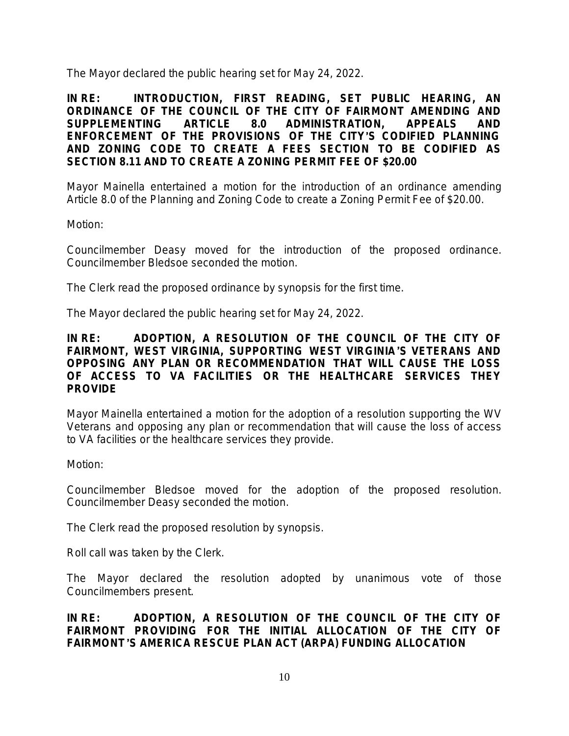The Mayor declared the public hearing set for May 24, 2022.

**IN RE: INTRODUCTION, FIRST READING, SET PUBLIC HEARING, AN ORDINANCE OF THE COUNCIL OF THE CITY OF FAIRMONT AMENDING AND SUPPLEMENTING ARTICLE 8.0 ADMINISTRATION, APPEALS AND ENFORCEMENT OF THE PROVISIONS OF THE CITY'S CODIFIED PLANNING AND ZONING CODE TO CREATE A FEES SECTION TO BE CODIFIED AS SECTION 8.11 AND TO CREATE A ZONING PERMIT FEE OF $20.00**

Mayor Mainella entertained a motion for the introduction of an ordinance amending Article 8.0 of the Planning and Zoning Code to create a Zoning Permit Fee of $20.00.

Motion:

Councilmember Deasy moved for the introduction of the proposed ordinance. Councilmember Bledsoe seconded the motion.

The Clerk read the proposed ordinance by synopsis for the first time.

The Mayor declared the public hearing set for May 24, 2022.

**IN RE: ADOPTION, A RESOLUTION OF THE COUNCIL OF THE CITY OF FAIRMONT, WEST VIRGINIA, SUPPORTING WEST VIRGINIA'S VETERANS AND OPPOSING ANY PLAN OR RECOMMENDATION THAT WILL CAUSE THE LOSS OF ACCESS TO VA FACILITIES OR THE HEALTHCARE SERVICES THEY PROVIDE**

Mayor Mainella entertained a motion for the adoption of a resolution supporting the WV Veterans and opposing any plan or recommendation that will cause the loss of access to VA facilities or the healthcare services they provide.

Motion:

Councilmember Bledsoe moved for the adoption of the proposed resolution. Councilmember Deasy seconded the motion.

The Clerk read the proposed resolution by synopsis.

Roll call was taken by the Clerk.

The Mayor declared the resolution adopted by unanimous vote of those Councilmembers present.

**IN RE: ADOPTION, A RESOLUTION OF THE COUNCIL OF THE CITY OF FAIRMONT PROVIDING FOR THE INITIAL ALLOCATION OF THE CITY OF FAIRMONT'S AMERICA RESCUE PLAN ACT (ARPA) FUNDING ALLOCATION**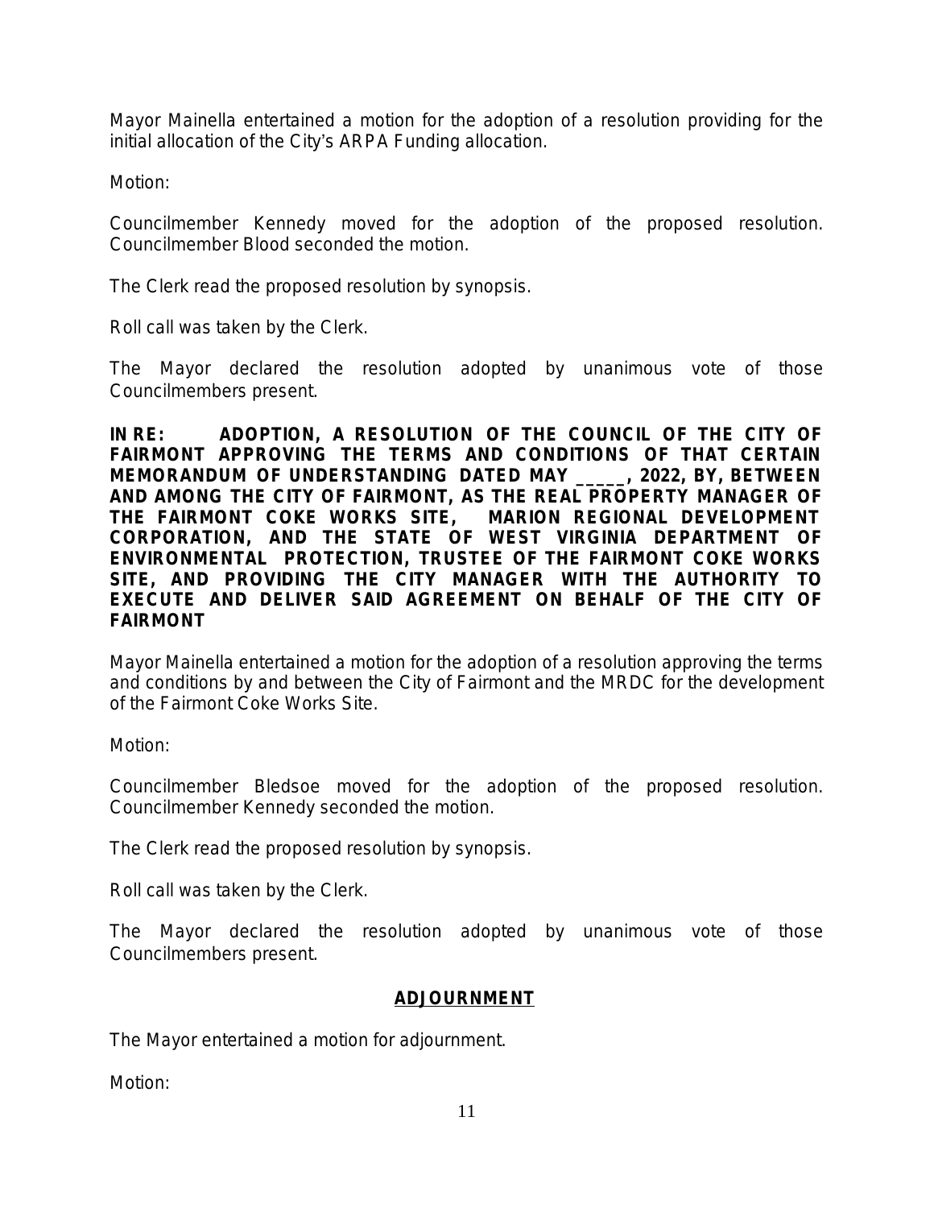Mayor Mainella entertained a motion for the adoption of a resolution providing for the initial allocation of the City's ARPA Funding allocation.

Motion:

Councilmember Kennedy moved for the adoption of the proposed resolution. Councilmember Blood seconded the motion.

The Clerk read the proposed resolution by synopsis.

Roll call was taken by the Clerk.

The Mayor declared the resolution adopted by unanimous vote of those Councilmembers present.

**IN RE: ADOPTION, A RESOLUTION OF THE COUNCIL OF THE CITY OF FAIRMONT APPROVING THE TERMS AND CONDITIONS OF THAT CERTAIN MEMORANDUM OF UNDERSTANDING DATED MAY _____, 2022, BY, BETWEEN AND AMONG THE CITY OF FAIRMONT, AS THE REAL PROPERTY MANAGER OF THE FAIRMONT COKE WORKS SITE, MARION REGIONAL DEVELOPMENT CORPORATION, AND THE STATE OF WEST VIRGINIA DEPARTMENT OF ENVIRONMENTAL PROTECTION, TRUSTEE OF THE FAIRMONT COKE WORKS SITE, AND PROVIDING THE CITY MANAGER WITH THE AUTHORITY TO EXECUTE AND DELIVER SAID AGREEMENT ON BEHALF OF THE CITY OF FAIRMONT**

Mayor Mainella entertained a motion for the adoption of a resolution approving the terms and conditions by and between the City of Fairmont and the MRDC for the development of the Fairmont Coke Works Site.

Motion:

Councilmember Bledsoe moved for the adoption of the proposed resolution. Councilmember Kennedy seconded the motion.

The Clerk read the proposed resolution by synopsis.

Roll call was taken by the Clerk.

The Mayor declared the resolution adopted by unanimous vote of those Councilmembers present.

## ADJOURNMENT

The Mayor entertained a motion for adjournment.

Motion: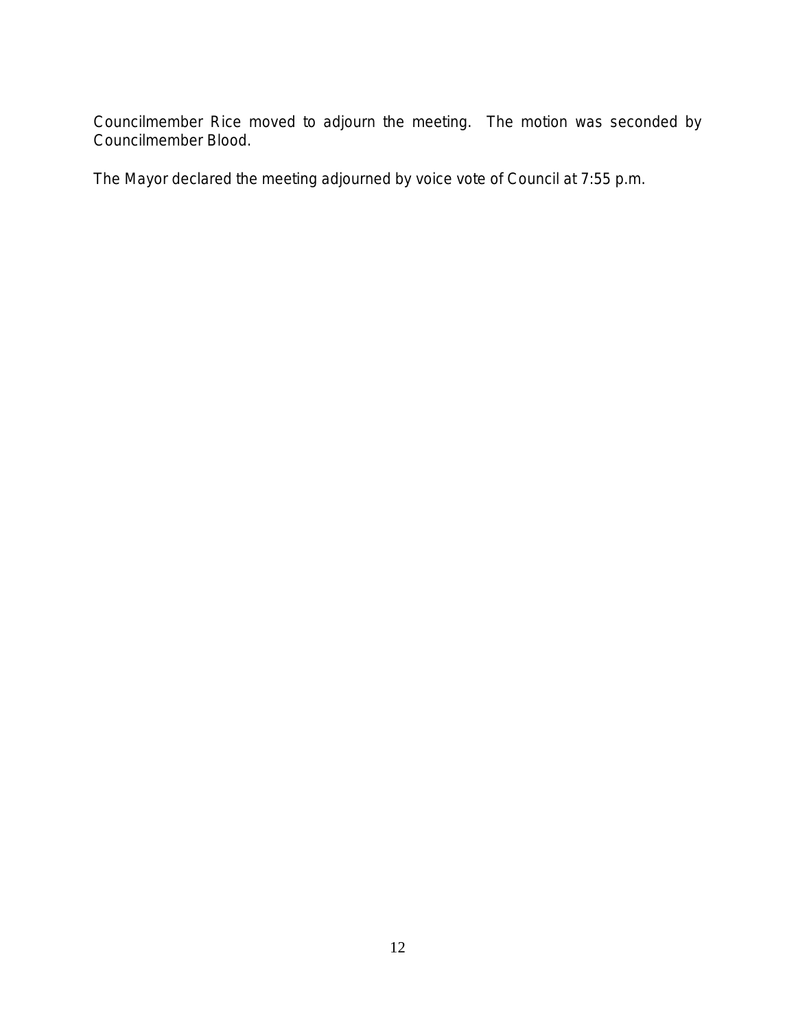Councilmember Rice moved to adjourn the meeting. The motion was seconded by Councilmember Blood.

The Mayor declared the meeting adjourned by voice vote of Council at 7:55 p.m.